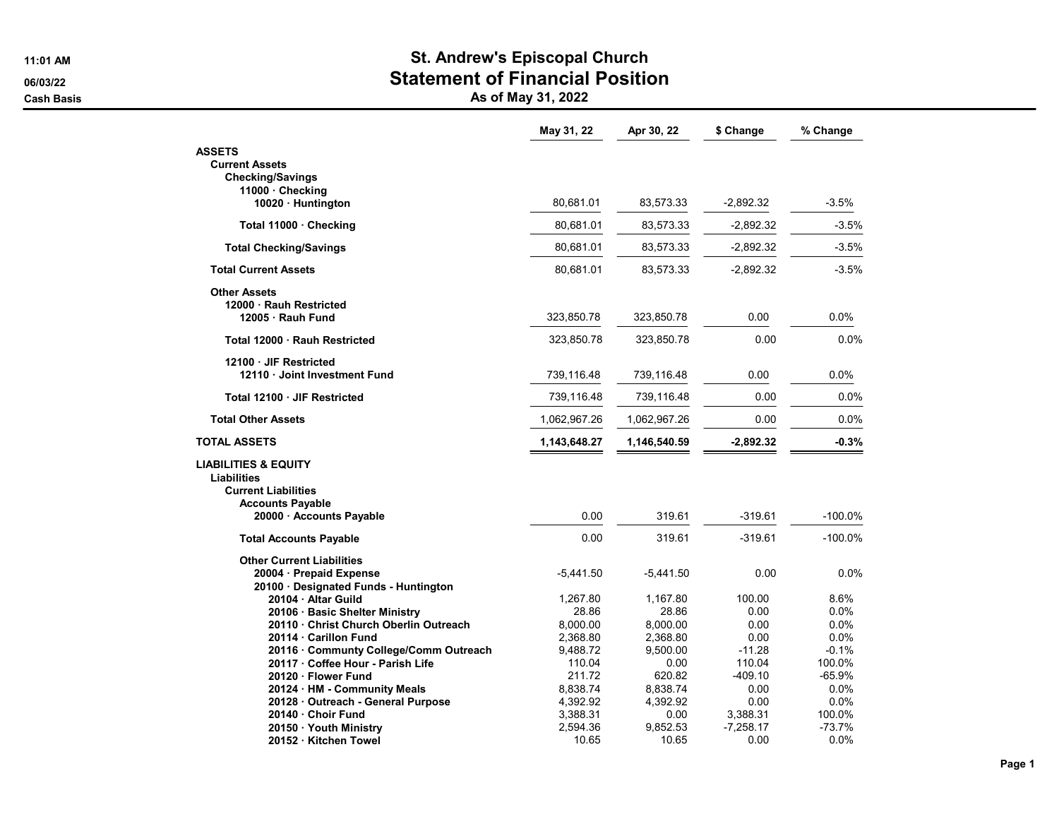# St. Andrew's Episcopal Church

## Statement of Financial Position

### As of May 31, 2022

11:01 AM
06/03/22
Cash Basis

| | May 31, 22 | Apr 30, 22 | $ Change | % Change |
|---|---|---|---|---|
| **ASSETS** | | | | |
| **Current Assets** | | | | |
| **Checking/Savings** | | | | |
| **11000 · Checking** | | | | |
| **10020 · Huntington** | 80,681.01 | 83,573.33 | -2,892.32 | -3.5% |
| **Total 11000 · Checking** | 80,681.01 | 83,573.33 | -2,892.32 | -3.5% |
| **Total Checking/Savings** | 80,681.01 | 83,573.33 | -2,892.32 | -3.5% |
| **Total Current Assets** | 80,681.01 | 83,573.33 | -2,892.32 | -3.5% |
| **Other Assets** | | | | |
| **12000 · Rauh Restricted** | | | | |
| **12005 · Rauh Fund** | 323,850.78 | 323,850.78 | 0.00 | 0.0% |
| **Total 12000 · Rauh Restricted** | 323,850.78 | 323,850.78 | 0.00 | 0.0% |
| **12100 · JIF Restricted** | | | | |
| **12110 · Joint Investment Fund** | 739,116.48 | 739,116.48 | 0.00 | 0.0% |
| **Total 12100 · JIF Restricted** | 739,116.48 | 739,116.48 | 0.00 | 0.0% |
| **Total Other Assets** | 1,062,967.26 | 1,062,967.26 | 0.00 | 0.0% |
| **TOTAL ASSETS** | **1,143,648.27** | **1,146,540.59** | **-2,892.32** | **-0.3%** |
| **LIABILITIES & EQUITY** | | | | |
| **Liabilities** | | | | |
| **Current Liabilities** | | | | |
| **Accounts Payable** | | | | |
| **20000 · Accounts Payable** | 0.00 | 319.61 | -319.61 | -100.0% |
| **Total Accounts Payable** | 0.00 | 319.61 | -319.61 | -100.0% |
| **Other Current Liabilities** | | | | |
| **20004 · Prepaid Expense** | -5,441.50 | -5,441.50 | 0.00 | 0.0% |
| **20100 · Designated Funds - Huntington** | | | | |
| **20104 · Altar Guild** | 1,267.80 | 1,167.80 | 100.00 | 8.6% |
| **20106 · Basic Shelter Ministry** | 28.86 | 28.86 | 0.00 | 0.0% |
| **20110 · Christ Church Oberlin Outreach** | 8,000.00 | 8,000.00 | 0.00 | 0.0% |
| **20114 · Carillon Fund** | 2,368.80 | 2,368.80 | 0.00 | 0.0% |
| **20116 · Communty College/Comm Outreach** | 9,488.72 | 9,500.00 | -11.28 | -0.1% |
| **20117 · Coffee Hour - Parish Life** | 110.04 | 0.00 | 110.04 | 100.0% |
| **20120 · Flower Fund** | 211.72 | 620.82 | -409.10 | -65.9% |
| **20124 · HM - Community Meals** | 8,838.74 | 8,838.74 | 0.00 | 0.0% |
| **20128 · Outreach - General Purpose** | 4,392.92 | 4,392.92 | 0.00 | 0.0% |
| **20140 · Choir Fund** | 3,388.31 | 0.00 | 3,388.31 | 100.0% |
| **20150 · Youth Ministry** | 2,594.36 | 9,852.53 | -7,258.17 | -73.7% |
| **20152 · Kitchen Towel** | 10.65 | 10.65 | 0.00 | 0.0% |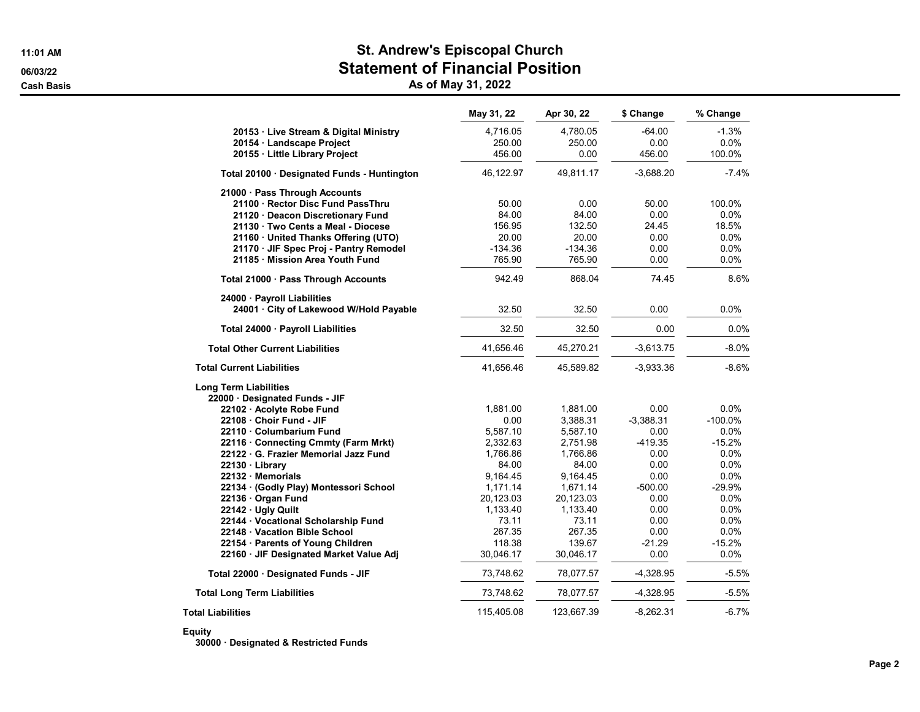# St. Andrew's Episcopal Church
## Statement of Financial Position
### As of May 31, 2022

| | May 31, 22 | Apr 30, 22 | $ Change | % Change |
|---|---|---|---|---|
| **20153 · Live Stream & Digital Ministry** | 4,716.05 | 4,780.05 | -64.00 | -1.3% |
| **20154 · Landscape Project** | 250.00 | 250.00 | 0.00 | 0.0% |
| **20155 · Little Library Project** | 456.00 | 0.00 | 456.00 | 100.0% |
| **Total 20100 · Designated Funds - Huntington** | 46,122.97 | 49,811.17 | -3,688.20 | -7.4% |
| **21000 · Pass Through Accounts** | | | | |
| **21100 · Rector Disc Fund PassThru** | 50.00 | 0.00 | 50.00 | 100.0% |
| **21120 · Deacon Discretionary Fund** | 84.00 | 84.00 | 0.00 | 0.0% |
| **21130 · Two Cents a Meal - Diocese** | 156.95 | 132.50 | 24.45 | 18.5% |
| **21160 · United Thanks Offering (UTO)** | 20.00 | 20.00 | 0.00 | 0.0% |
| **21170 · JIF Spec Proj - Pantry Remodel** | -134.36 | -134.36 | 0.00 | 0.0% |
| **21185 · Mission Area Youth Fund** | 765.90 | 765.90 | 0.00 | 0.0% |
| **Total 21000 · Pass Through Accounts** | 942.49 | 868.04 | 74.45 | 8.6% |
| **24000 · Payroll Liabilities** | | | | |
| **24001 · City of Lakewood W/Hold Payable** | 32.50 | 32.50 | 0.00 | 0.0% |
| **Total 24000 · Payroll Liabilities** | 32.50 | 32.50 | 0.00 | 0.0% |
| **Total Other Current Liabilities** | 41,656.46 | 45,270.21 | -3,613.75 | -8.0% |
| **Total Current Liabilities** | 41,656.46 | 45,589.82 | -3,933.36 | -8.6% |
| **Long Term Liabilities** | | | | |
| **22000 · Designated Funds - JIF** | | | | |
| **22102 · Acolyte Robe Fund** | 1,881.00 | 1,881.00 | 0.00 | 0.0% |
| **22108 · Choir Fund - JIF** | 0.00 | 3,388.31 | -3,388.31 | -100.0% |
| **22110 · Columbarium Fund** | 5,587.10 | 5,587.10 | 0.00 | 0.0% |
| **22116 · Connecting Cmmty (Farm Mrkt)** | 2,332.63 | 2,751.98 | -419.35 | -15.2% |
| **22122 · G. Frazier Memorial Jazz Fund** | 1,766.86 | 1,766.86 | 0.00 | 0.0% |
| **22130 · Library** | 84.00 | 84.00 | 0.00 | 0.0% |
| **22132 · Memorials** | 9,164.45 | 9,164.45 | 0.00 | 0.0% |
| **22134 · (Godly Play) Montessori School** | 1,171.14 | 1,671.14 | -500.00 | -29.9% |
| **22136 · Organ Fund** | 20,123.03 | 20,123.03 | 0.00 | 0.0% |
| **22142 · Ugly Quilt** | 1,133.40 | 1,133.40 | 0.00 | 0.0% |
| **22144 · Vocational Scholarship Fund** | 73.11 | 73.11 | 0.00 | 0.0% |
| **22148 · Vacation Bible School** | 267.35 | 267.35 | 0.00 | 0.0% |
| **22154 · Parents of Young Children** | 118.38 | 139.67 | -21.29 | -15.2% |
| **22160 · JIF Designated Market Value Adj** | 30,046.17 | 30,046.17 | 0.00 | 0.0% |
| **Total 22000 · Designated Funds - JIF** | 73,748.62 | 78,077.57 | -4,328.95 | -5.5% |
| **Total Long Term Liabilities** | 73,748.62 | 78,077.57 | -4,328.95 | -5.5% |
| **Total Liabilities** | 115,405.08 | 123,667.39 | -8,262.31 | -6.7% |
| **Equity** | | | | |
| **30000 · Designated & Restricted Funds** | | | | |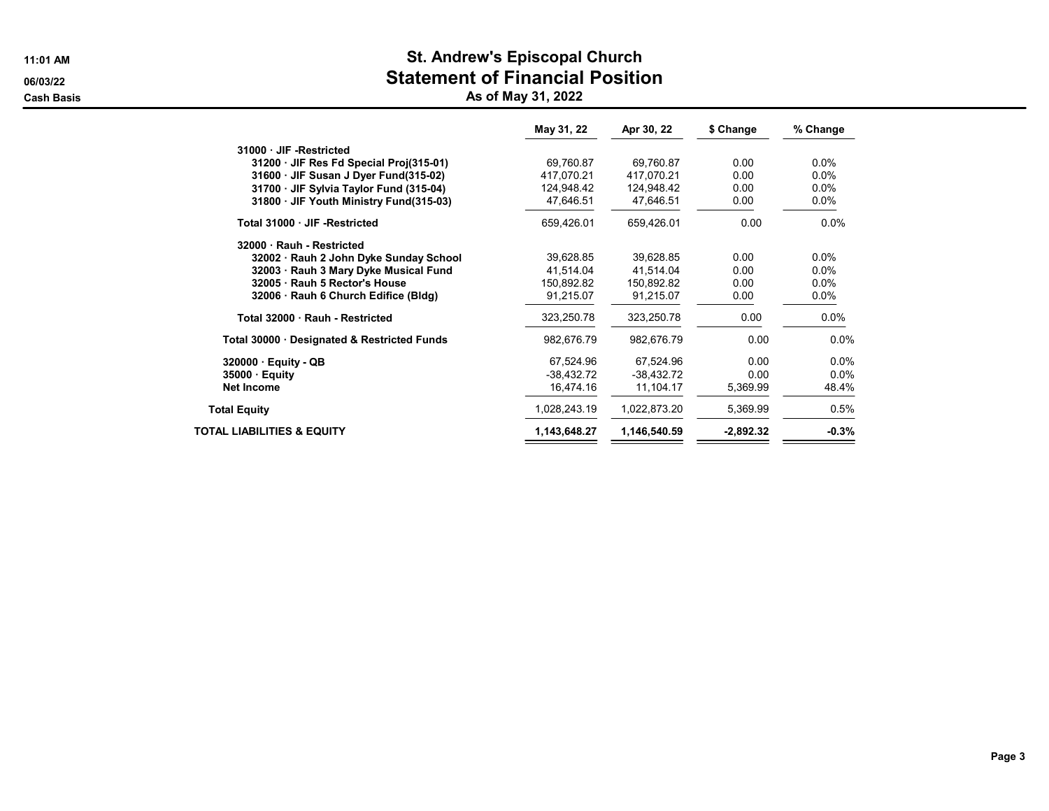# St. Andrew's Episcopal Church

## Statement of Financial Position

### As of May 31, 2022

11:01 AM
06/03/22
Cash Basis

| | May 31, 22 | Apr 30, 22 | $ Change | % Change |
|---|---|---|---|---|
| **31000 · JIF -Restricted** | | | | |
| **31200 · JIF Res Fd Special Proj(315-01)** | 69,760.87 | 69,760.87 | 0.00 | 0.0% |
| **31600 · JIF Susan J Dyer Fund(315-02)** | 417,070.21 | 417,070.21 | 0.00 | 0.0% |
| **31700 · JIF Sylvia Taylor Fund (315-04)** | 124,948.42 | 124,948.42 | 0.00 | 0.0% |
| **31800 · JIF Youth Ministry Fund(315-03)** | 47,646.51 | 47,646.51 | 0.00 | 0.0% |
| **Total 31000 · JIF -Restricted** | 659,426.01 | 659,426.01 | 0.00 | 0.0% |
| **32000 · Rauh - Restricted** | | | | |
| **32002 · Rauh 2 John Dyke Sunday School** | 39,628.85 | 39,628.85 | 0.00 | 0.0% |
| **32003 · Rauh 3 Mary Dyke Musical Fund** | 41,514.04 | 41,514.04 | 0.00 | 0.0% |
| **32005 · Rauh 5 Rector's House** | 150,892.82 | 150,892.82 | 0.00 | 0.0% |
| **32006 · Rauh 6 Church Edifice (Bldg)** | 91,215.07 | 91,215.07 | 0.00 | 0.0% |
| **Total 32000 · Rauh - Restricted** | 323,250.78 | 323,250.78 | 0.00 | 0.0% |
| **Total 30000 · Designated & Restricted Funds** | 982,676.79 | 982,676.79 | 0.00 | 0.0% |
| **320000 · Equity - QB** | 67,524.96 | 67,524.96 | 0.00 | 0.0% |
| **35000 · Equity** | -38,432.72 | -38,432.72 | 0.00 | 0.0% |
| **Net Income** | 16,474.16 | 11,104.17 | 5,369.99 | 48.4% |
| **Total Equity** | 1,028,243.19 | 1,022,873.20 | 5,369.99 | 0.5% |
| **TOTAL LIABILITIES & EQUITY** | **1,143,648.27** | **1,146,540.59** | **-2,892.32** | **-0.3%** |